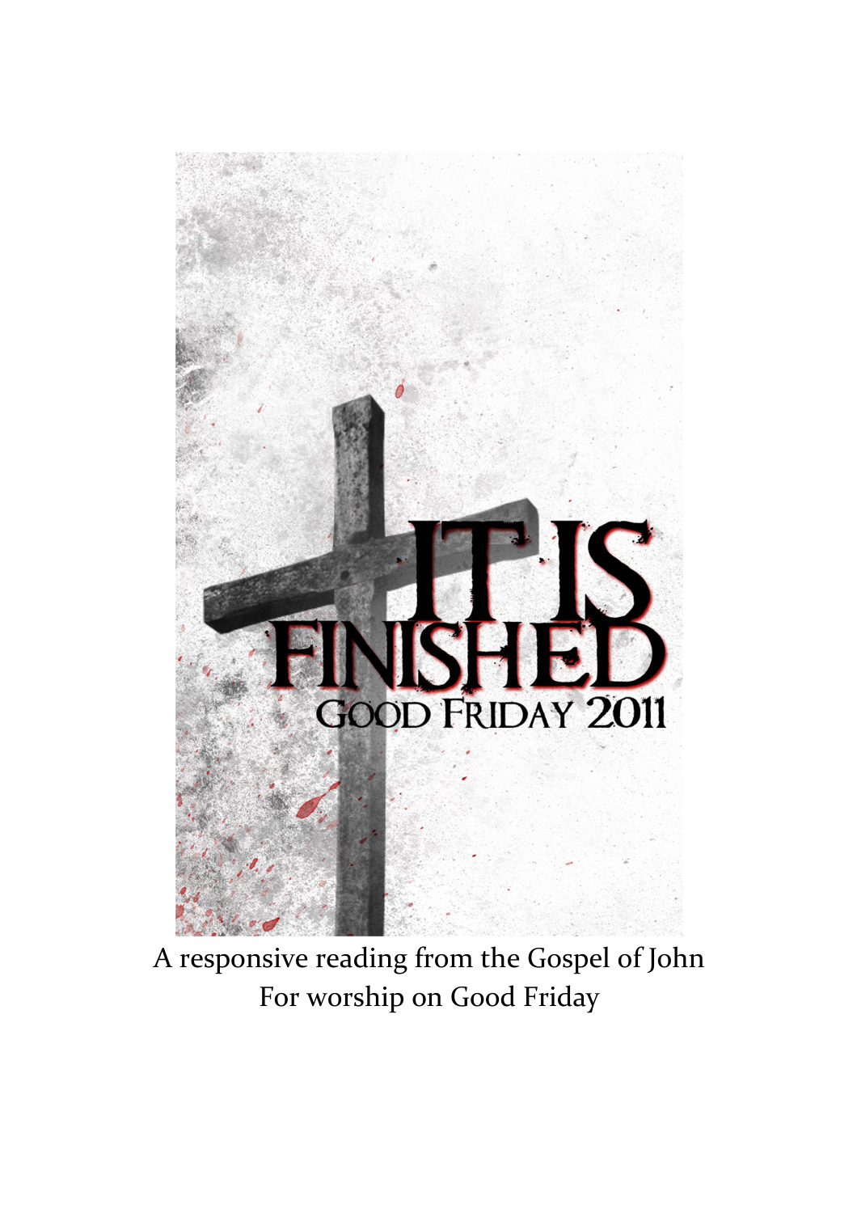# IT IS FINISHED

## GOOD FRIDAY 2011

A responsive reading from the Gospel of John
For worship on Good Friday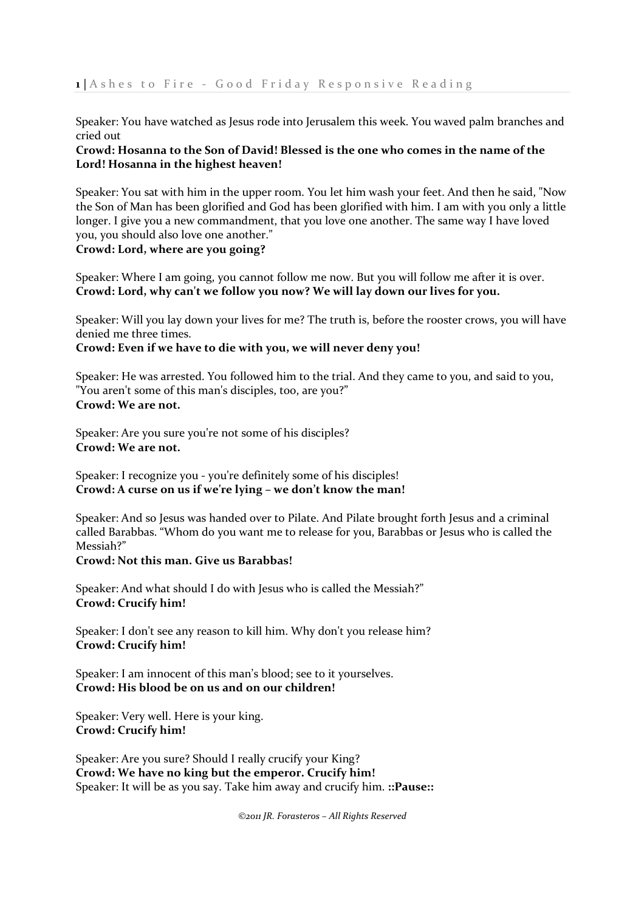Speaker: You have watched as Jesus rode into Jerusalem this week. You waved palm branches and cried out
**Crowd: Hosanna to the Son of David! Blessed is the one who comes in the name of the Lord! Hosanna in the highest heaven!**

Speaker: You sat with him in the upper room. You let him wash your feet. And then he said, "Now the Son of Man has been glorified and God has been glorified with him. I am with you only a little longer. I give you a new commandment, that you love one another. The same way I have loved you, you should also love one another."
**Crowd: Lord, where are you going?**

Speaker: Where I am going, you cannot follow me now. But you will follow me after it is over.
**Crowd: Lord, why can't we follow you now? We will lay down our lives for you.**

Speaker: Will you lay down your lives for me? The truth is, before the rooster crows, you will have denied me three times.
**Crowd: Even if we have to die with you, we will never deny you!**

Speaker: He was arrested. You followed him to the trial. And they came to you, and said to you, "You aren't some of this man's disciples, too, are you?"
**Crowd: We are not.**

Speaker: Are you sure you're not some of his disciples?
**Crowd: We are not.**

Speaker: I recognize you - you're definitely some of his disciples!
**Crowd: A curse on us if we're lying – we don't know the man!**

Speaker: And so Jesus was handed over to Pilate. And Pilate brought forth Jesus and a criminal called Barabbas. "Whom do you want me to release for you, Barabbas or Jesus who is called the Messiah?"
**Crowd: Not this man. Give us Barabbas!**

Speaker: And what should I do with Jesus who is called the Messiah?"
**Crowd: Crucify him!**

Speaker: I don't see any reason to kill him. Why don't you release him?
**Crowd: Crucify him!**

Speaker: I am innocent of this man's blood; see to it yourselves.
**Crowd: His blood be on us and on our children!**

Speaker: Very well. Here is your king.
**Crowd: Crucify him!**

Speaker: Are you sure? Should I really crucify your King?
**Crowd: We have no king but the emperor. Crucify him!**
Speaker: It will be as you say. Take him away and crucify him. **::Pause::**

*©2011 JR. Forasteros – All Rights Reserved*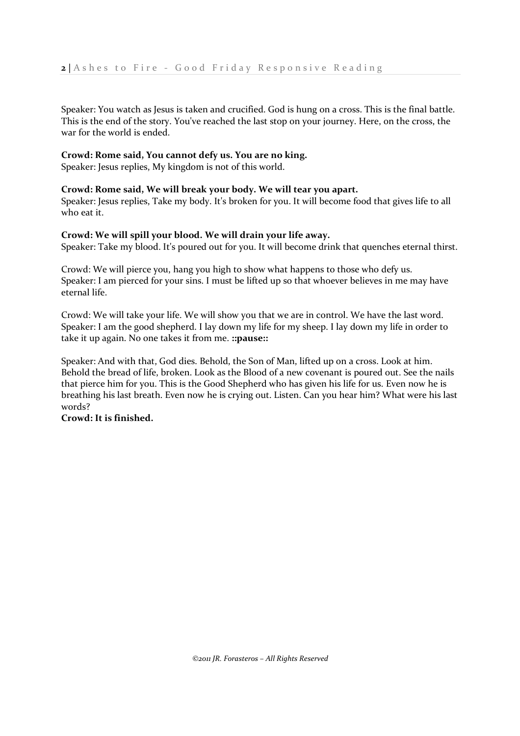Speaker: You watch as Jesus is taken and crucified. God is hung on a cross. This is the final battle. This is the end of the story. You've reached the last stop on your journey. Here, on the cross, the war for the world is ended.

**Crowd: Rome said, You cannot defy us. You are no king.**
Speaker: Jesus replies, My kingdom is not of this world.

**Crowd: Rome said, We will break your body. We will tear you apart.**
Speaker: Jesus replies, Take my body. It's broken for you. It will become food that gives life to all who eat it.

**Crowd: We will spill your blood. We will drain your life away.**
Speaker: Take my blood. It's poured out for you. It will become drink that quenches eternal thirst.

Crowd: We will pierce you, hang you high to show what happens to those who defy us.
Speaker: I am pierced for your sins. I must be lifted up so that whoever believes in me may have eternal life.

Crowd: We will take your life. We will show you that we are in control. We have the last word.
Speaker: I am the good shepherd. I lay down my life for my sheep. I lay down my life in order to take it up again. No one takes it from me. **::pause::**

Speaker: And with that, God dies. Behold, the Son of Man, lifted up on a cross. Look at him. Behold the bread of life, broken. Look as the Blood of a new covenant is poured out. See the nails that pierce him for you. This is the Good Shepherd who has given his life for us. Even now he is breathing his last breath. Even now he is crying out. Listen. Can you hear him? What were his last words?
**Crowd: It is finished.**

*©2011 JR. Forasteros – All Rights Reserved*